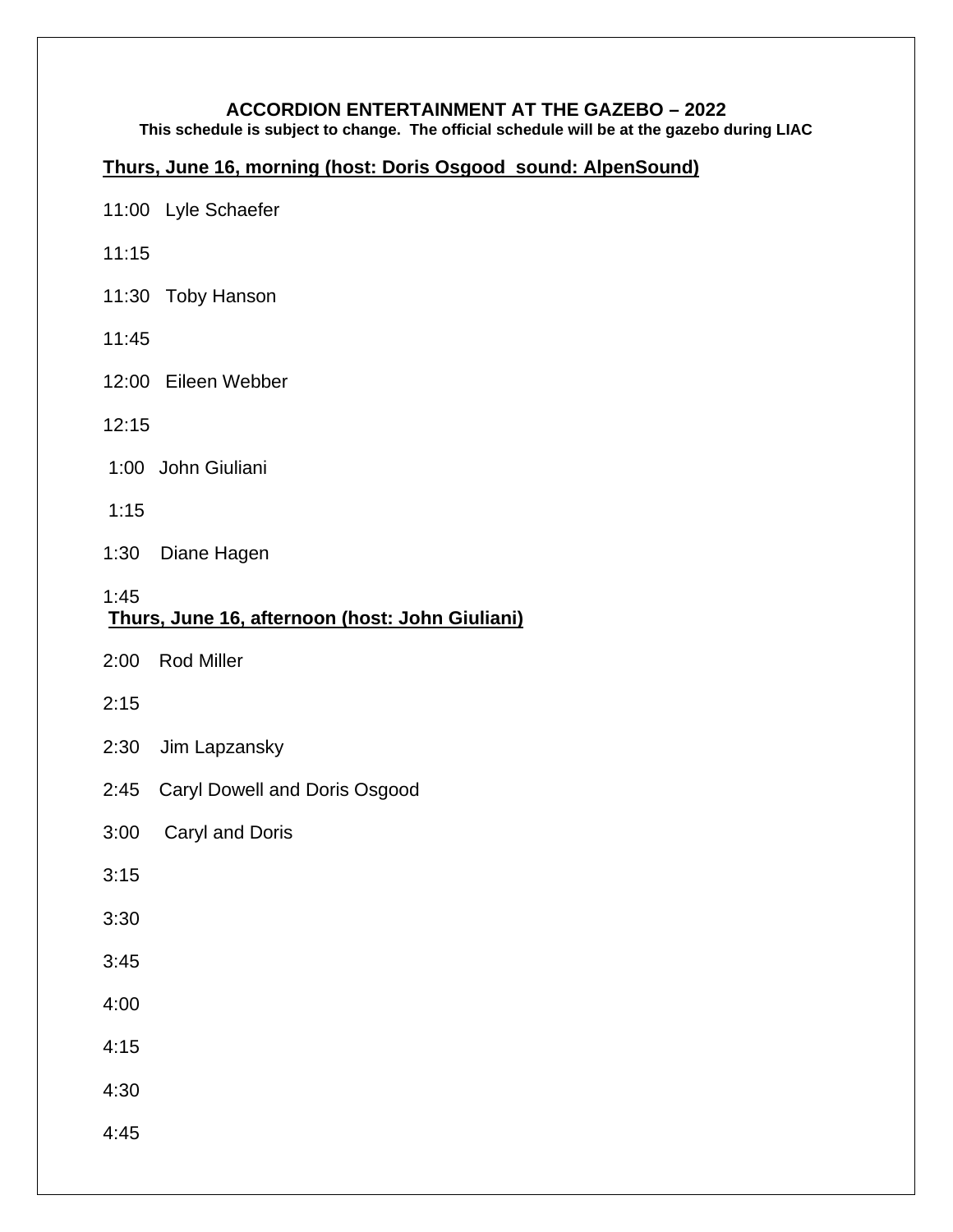# ACCORDION ENTERTAINMENT AT THE GAZEBO – 2022

**This schedule is subject to change. The official schedule will be at the gazebo during LIAC**

## Thurs, June 16, morning (host: Doris Osgood sound: AlpenSound)

11:00 Lyle Schaefer

11:15

11:30 Toby Hanson

11:45

12:00 Eileen Webber

12:15

1:00 John Giuliani

1:15

1:30 Diane Hagen

1:45

## Thurs, June 16, afternoon (host: John Giuliani)

2:00 Rod Miller

2:15

2:30 Jim Lapzansky

2:45 Caryl Dowell and Doris Osgood

3:00 Caryl and Doris

3:15

3:30

3:45

4:00

4:15

4:30

4:45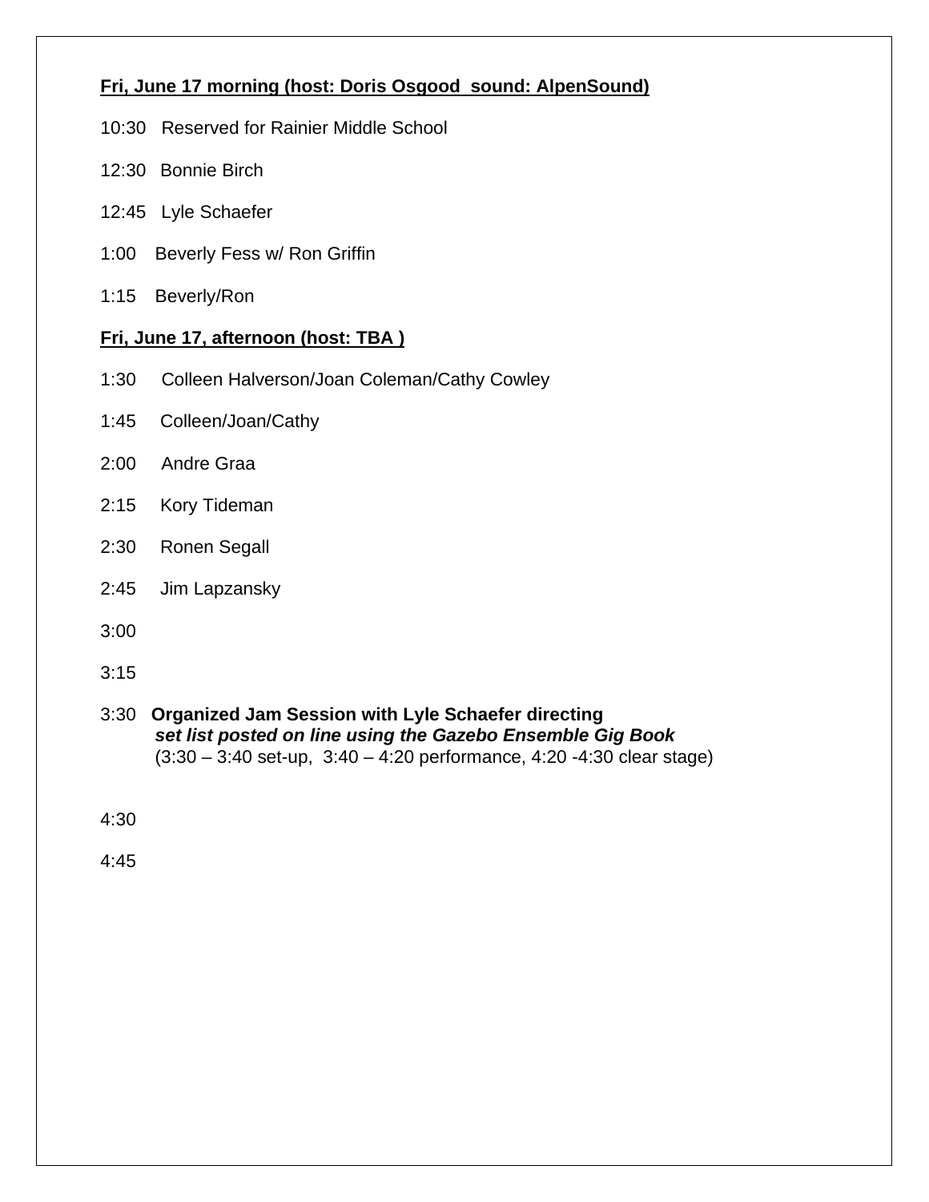**Fri, June 17 morning (host: Doris Osgood sound: AlpenSound)**

10:30 Reserved for Rainier Middle School

12:30 Bonnie Birch

12:45 Lyle Schaefer

1:00 Beverly Fess w/ Ron Griffin

1:15 Beverly/Ron

**Fri, June 17, afternoon (host: TBA )**

1:30 Colleen Halverson/Joan Coleman/Cathy Cowley

1:45 Colleen/Joan/Cathy

2:00 Andre Graa

2:15 Kory Tideman

2:30 Ronen Segall

2:45 Jim Lapzansky

3:00

3:15

3:30 **Organized Jam Session with Lyle Schaefer directing**
***set list posted on line using the Gazebo Ensemble Gig Book***
(3:30 – 3:40 set-up, 3:40 – 4:20 performance, 4:20 -4:30 clear stage)

4:30

4:45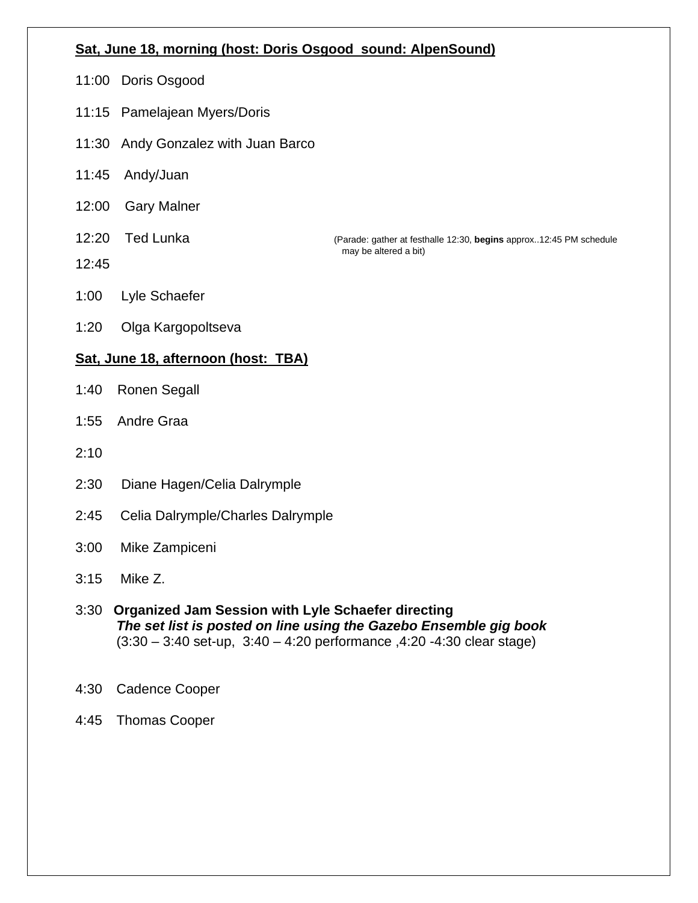**Sat, June 18, morning (host: Doris Osgood  sound: AlpenSound)**

11:00   Doris Osgood

11:15   Pamelajean Myers/Doris

11:30   Andy Gonzalez with Juan Barco

11:45   Andy/Juan

12:00   Gary Malner

12:20   Ted Lunka

(Parade: gather at festhalle 12:30, **begins** approx..12:45 PM schedule may be altered a bit)

12:45

1:00   Lyle Schaefer

1:20   Olga Kargopoltseva

**Sat, June 18, afternoon (host:  TBA)**

1:40   Ronen Segall

1:55   Andre Graa

2:10

2:30   Diane Hagen/Celia Dalrymple

2:45   Celia Dalrymple/Charles Dalrymple

3:00   Mike Zampiceni

3:15   Mike Z.

3:30   **Organized Jam Session with Lyle Schaefer directing**
***The set list is posted on line using the Gazebo Ensemble gig book***
(3:30 – 3:40 set-up,  3:40 – 4:20 performance ,4:20 -4:30 clear stage)

4:30   Cadence Cooper

4:45   Thomas Cooper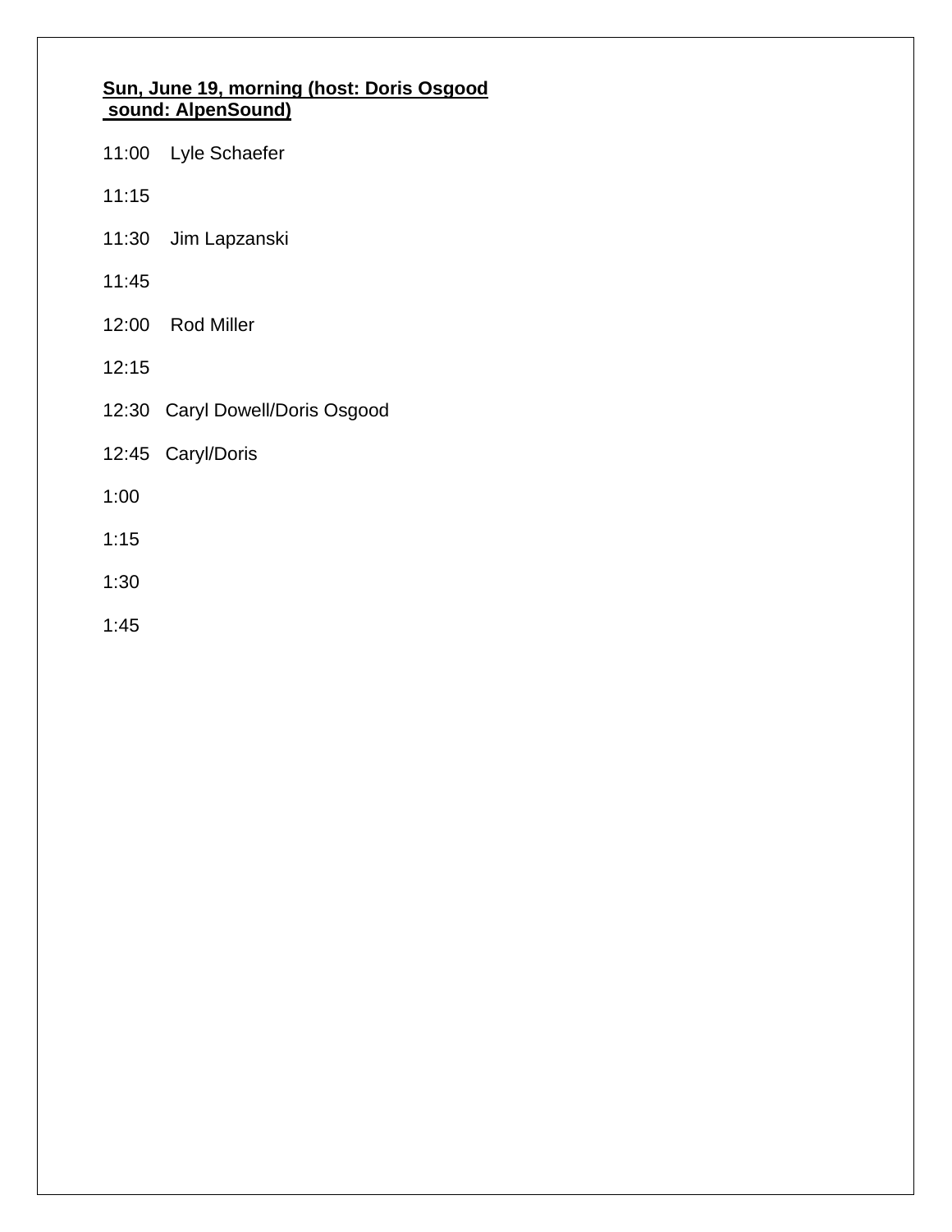**Sun, June 19, morning (host: Doris Osgood**
**sound: AlpenSound)**

11:00 Lyle Schaefer

11:15

11:30 Jim Lapzanski

11:45

12:00 Rod Miller

12:15

12:30 Caryl Dowell/Doris Osgood

12:45 Caryl/Doris

1:00

1:15

1:30

1:45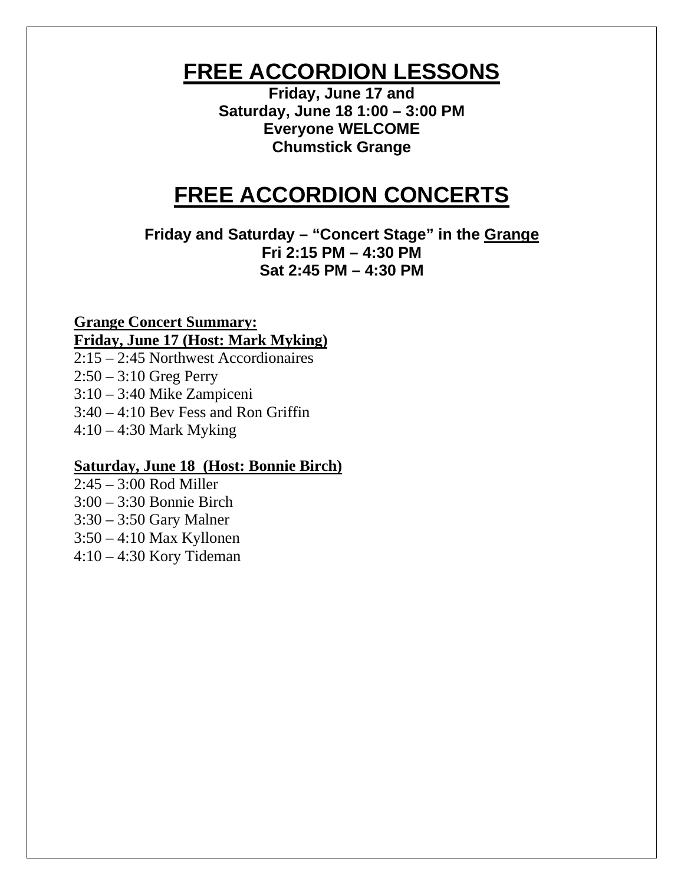# FREE ACCORDION LESSONS

**Friday, June 17 and**
**Saturday, June 18 1:00 – 3:00 PM**
**Everyone WELCOME**
**Chumstick Grange**

# FREE ACCORDION CONCERTS

**Friday and Saturday – "Concert Stage" in the Grange**
**Fri 2:15 PM – 4:30 PM**
**Sat 2:45 PM – 4:30 PM**

**Grange Concert Summary:**
**Friday, June 17 (Host: Mark Myking)**

2:15 – 2:45 Northwest Accordionaires
2:50 – 3:10 Greg Perry
3:10 – 3:40 Mike Zampiceni
3:40 – 4:10 Bev Fess and Ron Griffin
4:10 – 4:30 Mark Myking

**Saturday, June 18 (Host: Bonnie Birch)**

2:45 – 3:00 Rod Miller
3:00 – 3:30 Bonnie Birch
3:30 – 3:50 Gary Malner
3:50 – 4:10 Max Kyllonen
4:10 – 4:30 Kory Tideman